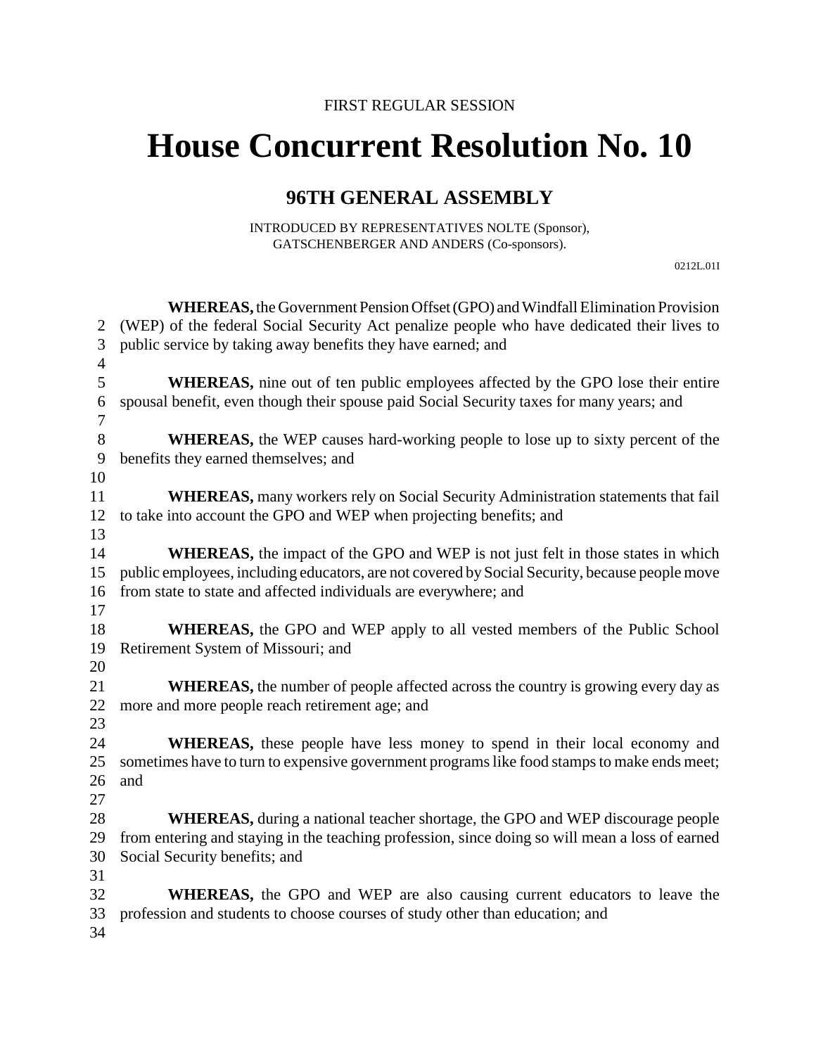FIRST REGULAR SESSION

# House Concurrent Resolution No. 10

## 96TH GENERAL ASSEMBLY

INTRODUCED BY REPRESENTATIVES NOLTE (Sponsor), GATSCHENBERGER AND ANDERS (Co-sponsors).

0212L.01I

**WHEREAS,** the Government Pension Offset (GPO) and Windfall Elimination Provision (WEP) of the federal Social Security Act penalize people who have dedicated their lives to public service by taking away benefits they have earned; and

**WHEREAS,** nine out of ten public employees affected by the GPO lose their entire spousal benefit, even though their spouse paid Social Security taxes for many years; and

**WHEREAS,** the WEP causes hard-working people to lose up to sixty percent of the benefits they earned themselves; and

**WHEREAS,** many workers rely on Social Security Administration statements that fail to take into account the GPO and WEP when projecting benefits; and

**WHEREAS,** the impact of the GPO and WEP is not just felt in those states in which public employees, including educators, are not covered by Social Security, because people move from state to state and affected individuals are everywhere; and

**WHEREAS,** the GPO and WEP apply to all vested members of the Public School Retirement System of Missouri; and

**WHEREAS,** the number of people affected across the country is growing every day as more and more people reach retirement age; and

**WHEREAS,** these people have less money to spend in their local economy and sometimes have to turn to expensive government programs like food stamps to make ends meet; and

**WHEREAS,** during a national teacher shortage, the GPO and WEP discourage people from entering and staying in the teaching profession, since doing so will mean a loss of earned Social Security benefits; and

**WHEREAS,** the GPO and WEP are also causing current educators to leave the profession and students to choose courses of study other than education; and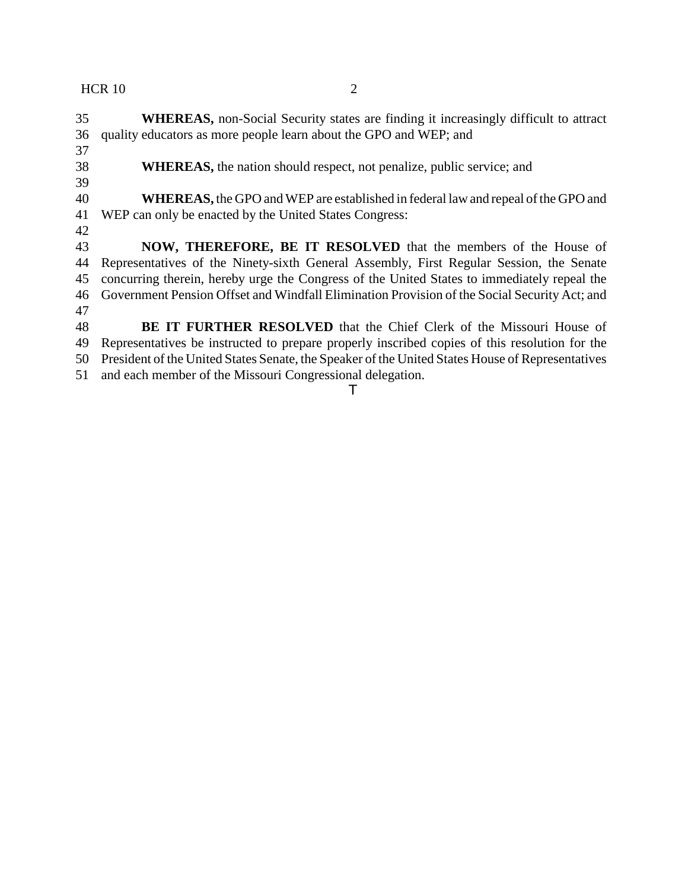**WHEREAS,** non-Social Security states are finding it increasingly difficult to attract quality educators as more people learn about the GPO and WEP; and

**WHEREAS,** the nation should respect, not penalize, public service; and

**WHEREAS,** the GPO and WEP are established in federal law and repeal of the GPO and WEP can only be enacted by the United States Congress:

**NOW, THEREFORE, BE IT RESOLVED** that the members of the House of Representatives of the Ninety-sixth General Assembly, First Regular Session, the Senate concurring therein, hereby urge the Congress of the United States to immediately repeal the Government Pension Offset and Windfall Elimination Provision of the Social Security Act; and

**BE IT FURTHER RESOLVED** that the Chief Clerk of the Missouri House of Representatives be instructed to prepare properly inscribed copies of this resolution for the President of the United States Senate, the Speaker of the United States House of Representatives and each member of the Missouri Congressional delegation.

T